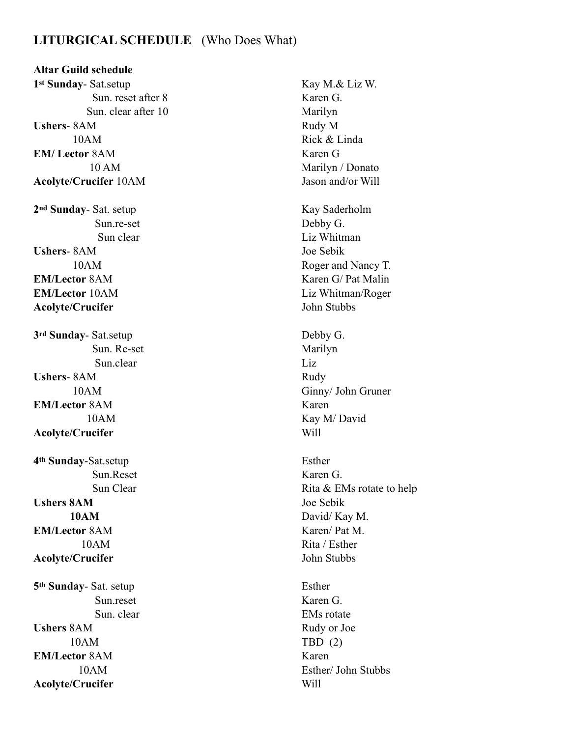## LITURGICAL SCHEDULE (Who Does What)

**Altar Guild schedule**

| | |
|---|---|
| **1st Sunday**- Sat.setup | Kay M.& Liz W. |
| Sun. reset after 8 | Karen G. |
| Sun. clear after 10 | Marilyn |
| **Ushers**- 8AM | Rudy M |
| 10AM | Rick & Linda |
| **EM/ Lector** 8AM | Karen G |
| 10 AM | Marilyn / Donato |
| **Acolyte/Crucifer** 10AM | Jason and/or Will |
| | |
| **2nd Sunday**- Sat. setup | Kay Saderholm |
| Sun.re-set | Debby G. |
| Sun clear | Liz Whitman |
| **Ushers**- 8AM | Joe Sebik |
| 10AM | Roger and Nancy T. |
| **EM/Lector** 8AM | Karen G/ Pat Malin |
| **EM/Lector** 10AM | Liz Whitman/Roger |
| **Acolyte/Crucifer** | John Stubbs |
| | |
| **3rd Sunday**- Sat.setup | Debby G. |
| Sun. Re-set | Marilyn |
| Sun.clear | Liz |
| **Ushers**- 8AM | Rudy |
| 10AM | Ginny/ John Gruner |
| **EM/Lector** 8AM | Karen |
| 10AM | Kay M/ David |
| **Acolyte/Crucifer** | Will |
| | |
| **4th Sunday**-Sat.setup | Esther |
| Sun.Reset | Karen G. |
| Sun Clear | Rita & EMs rotate to help |
| **Ushers 8AM** | Joe Sebik |
| **10AM** | David/ Kay M. |
| **EM/Lector** 8AM | Karen/ Pat M. |
| 10AM | Rita / Esther |
| **Acolyte/Crucifer** | John Stubbs |
| | |
| **5th Sunday**- Sat. setup | Esther |
| Sun.reset | Karen G. |
| Sun. clear | EMs rotate |
| **Ushers** 8AM | Rudy or Joe |
| 10AM | TBD (2) |
| **EM/Lector** 8AM | Karen |
| 10AM | Esther/ John Stubbs |
| **Acolyte/Crucifer** | Will |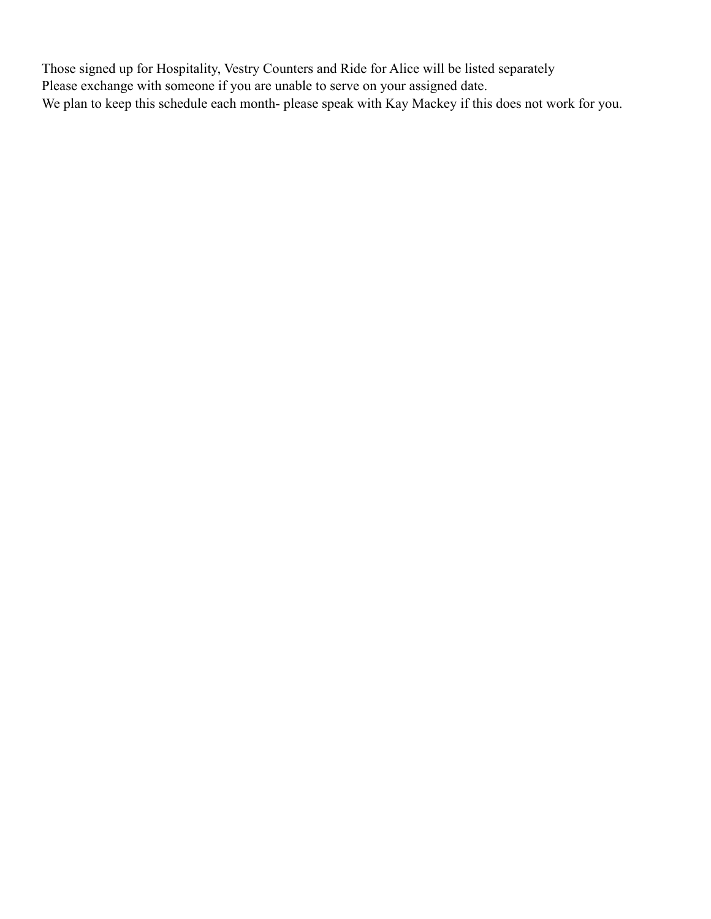Those signed up for Hospitality, Vestry Counters and Ride for Alice will be listed separately
Please exchange with someone if you are unable to serve on your assigned date.
We plan to keep this schedule each month- please speak with Kay Mackey if this does not work for you.